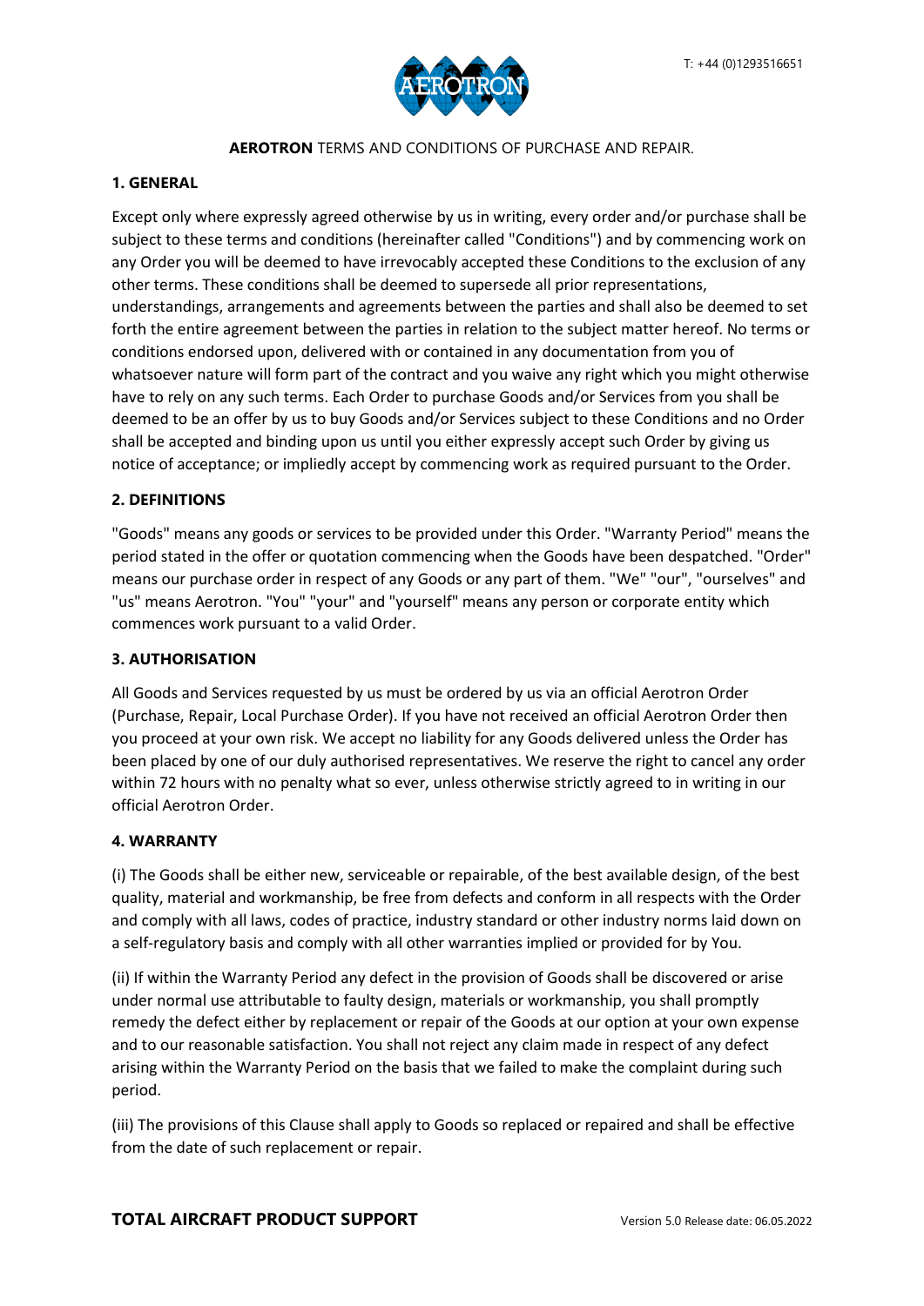**AEROTRON** TERMS AND CONDITIONS OF PURCHASE AND REPAIR.

### 1. GENERAL

Except only where expressly agreed otherwise by us in writing, every order and/or purchase shall be subject to these terms and conditions (hereinafter called "Conditions") and by commencing work on any Order you will be deemed to have irrevocably accepted these Conditions to the exclusion of any other terms. These conditions shall be deemed to supersede all prior representations, understandings, arrangements and agreements between the parties and shall also be deemed to set forth the entire agreement between the parties in relation to the subject matter hereof. No terms or conditions endorsed upon, delivered with or contained in any documentation from you of whatsoever nature will form part of the contract and you waive any right which you might otherwise have to rely on any such terms. Each Order to purchase Goods and/or Services from you shall be deemed to be an offer by us to buy Goods and/or Services subject to these Conditions and no Order shall be accepted and binding upon us until you either expressly accept such Order by giving us notice of acceptance; or impliedly accept by commencing work as required pursuant to the Order.

### 2. DEFINITIONS

"Goods" means any goods or services to be provided under this Order. "Warranty Period" means the period stated in the offer or quotation commencing when the Goods have been despatched. "Order" means our purchase order in respect of any Goods or any part of them. "We" "our", "ourselves" and "us" means Aerotron. "You" "your" and "yourself" means any person or corporate entity which commences work pursuant to a valid Order.

### 3. AUTHORISATION

All Goods and Services requested by us must be ordered by us via an official Aerotron Order (Purchase, Repair, Local Purchase Order). If you have not received an official Aerotron Order then you proceed at your own risk. We accept no liability for any Goods delivered unless the Order has been placed by one of our duly authorised representatives. We reserve the right to cancel any order within 72 hours with no penalty what so ever, unless otherwise strictly agreed to in writing in our official Aerotron Order.

### 4. WARRANTY

(i) The Goods shall be either new, serviceable or repairable, of the best available design, of the best quality, material and workmanship, be free from defects and conform in all respects with the Order and comply with all laws, codes of practice, industry standard or other industry norms laid down on a self-regulatory basis and comply with all other warranties implied or provided for by You.

(ii) If within the Warranty Period any defect in the provision of Goods shall be discovered or arise under normal use attributable to faulty design, materials or workmanship, you shall promptly remedy the defect either by replacement or repair of the Goods at our option at your own expense and to our reasonable satisfaction. You shall not reject any claim made in respect of any defect arising within the Warranty Period on the basis that we failed to make the complaint during such period.

(iii) The provisions of this Clause shall apply to Goods so replaced or repaired and shall be effective from the date of such replacement or repair.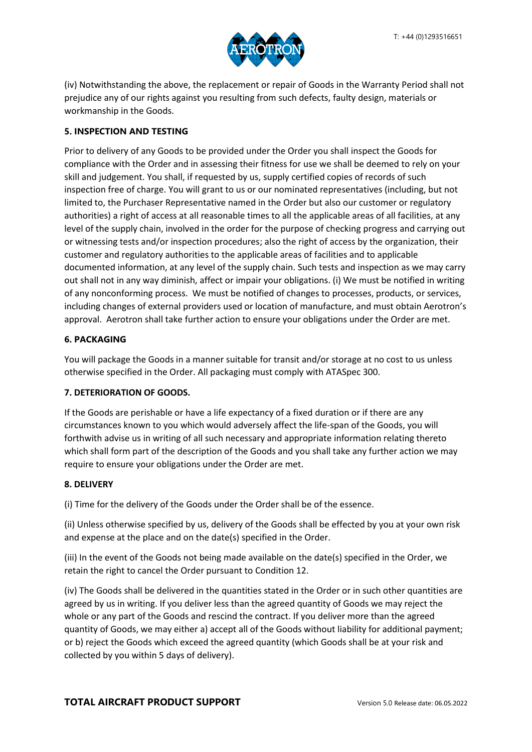(iv) Notwithstanding the above, the replacement or repair of Goods in the Warranty Period shall not prejudice any of our rights against you resulting from such defects, faulty design, materials or workmanship in the Goods.

**5. INSPECTION AND TESTING**

Prior to delivery of any Goods to be provided under the Order you shall inspect the Goods for compliance with the Order and in assessing their fitness for use we shall be deemed to rely on your skill and judgement. You shall, if requested by us, supply certified copies of records of such inspection free of charge. You will grant to us or our nominated representatives (including, but not limited to, the Purchaser Representative named in the Order but also our customer or regulatory authorities) a right of access at all reasonable times to all the applicable areas of all facilities, at any level of the supply chain, involved in the order for the purpose of checking progress and carrying out or witnessing tests and/or inspection procedures; also the right of access by the organization, their customer and regulatory authorities to the applicable areas of facilities and to applicable documented information, at any level of the supply chain. Such tests and inspection as we may carry out shall not in any way diminish, affect or impair your obligations. (i) We must be notified in writing of any nonconforming process. We must be notified of changes to processes, products, or services, including changes of external providers used or location of manufacture, and must obtain Aerotron's approval. Aerotron shall take further action to ensure your obligations under the Order are met.

**6. PACKAGING**

You will package the Goods in a manner suitable for transit and/or storage at no cost to us unless otherwise specified in the Order. All packaging must comply with ATASpec 300.

**7. DETERIORATION OF GOODS.**

If the Goods are perishable or have a life expectancy of a fixed duration or if there are any circumstances known to you which would adversely affect the life-span of the Goods, you will forthwith advise us in writing of all such necessary and appropriate information relating thereto which shall form part of the description of the Goods and you shall take any further action we may require to ensure your obligations under the Order are met.

**8. DELIVERY**

(i) Time for the delivery of the Goods under the Order shall be of the essence.

(ii) Unless otherwise specified by us, delivery of the Goods shall be effected by you at your own risk and expense at the place and on the date(s) specified in the Order.

(iii) In the event of the Goods not being made available on the date(s) specified in the Order, we retain the right to cancel the Order pursuant to Condition 12.

(iv) The Goods shall be delivered in the quantities stated in the Order or in such other quantities are agreed by us in writing. If you deliver less than the agreed quantity of Goods we may reject the whole or any part of the Goods and rescind the contract. If you deliver more than the agreed quantity of Goods, we may either a) accept all of the Goods without liability for additional payment; or b) reject the Goods which exceed the agreed quantity (which Goods shall be at your risk and collected by you within 5 days of delivery).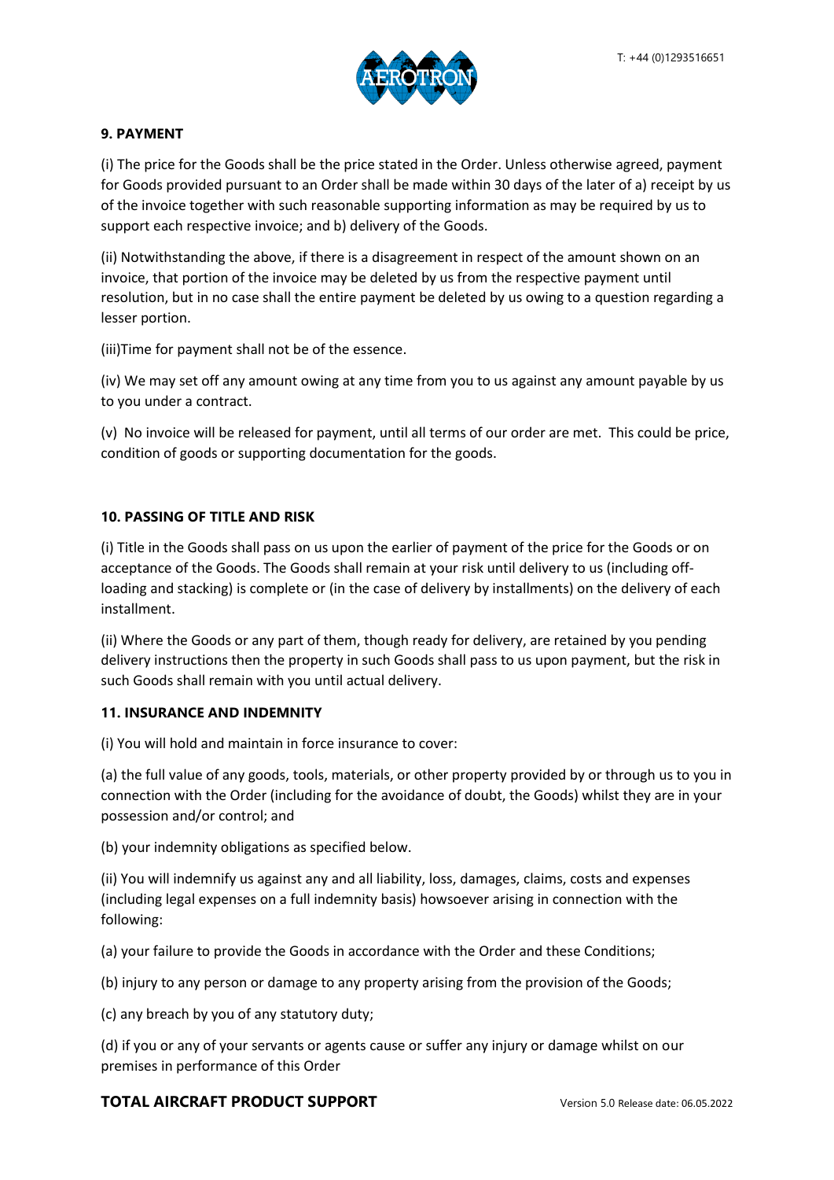**9. PAYMENT**

(i) The price for the Goods shall be the price stated in the Order. Unless otherwise agreed, payment for Goods provided pursuant to an Order shall be made within 30 days of the later of a) receipt by us of the invoice together with such reasonable supporting information as may be required by us to support each respective invoice; and b) delivery of the Goods.

(ii) Notwithstanding the above, if there is a disagreement in respect of the amount shown on an invoice, that portion of the invoice may be deleted by us from the respective payment until resolution, but in no case shall the entire payment be deleted by us owing to a question regarding a lesser portion.

(iii)Time for payment shall not be of the essence.

(iv) We may set off any amount owing at any time from you to us against any amount payable by us to you under a contract.

(v) No invoice will be released for payment, until all terms of our order are met. This could be price, condition of goods or supporting documentation for the goods.

**10. PASSING OF TITLE AND RISK**

(i) Title in the Goods shall pass on us upon the earlier of payment of the price for the Goods or on acceptance of the Goods. The Goods shall remain at your risk until delivery to us (including off-loading and stacking) is complete or (in the case of delivery by installments) on the delivery of each installment.

(ii) Where the Goods or any part of them, though ready for delivery, are retained by you pending delivery instructions then the property in such Goods shall pass to us upon payment, but the risk in such Goods shall remain with you until actual delivery.

**11. INSURANCE AND INDEMNITY**

(i) You will hold and maintain in force insurance to cover:

(a) the full value of any goods, tools, materials, or other property provided by or through us to you in connection with the Order (including for the avoidance of doubt, the Goods) whilst they are in your possession and/or control; and

(b) your indemnity obligations as specified below.

(ii) You will indemnify us against any and all liability, loss, damages, claims, costs and expenses (including legal expenses on a full indemnity basis) howsoever arising in connection with the following:

(a) your failure to provide the Goods in accordance with the Order and these Conditions;

(b) injury to any person or damage to any property arising from the provision of the Goods;

(c) any breach by you of any statutory duty;

(d) if you or any of your servants or agents cause or suffer any injury or damage whilst on our premises in performance of this Order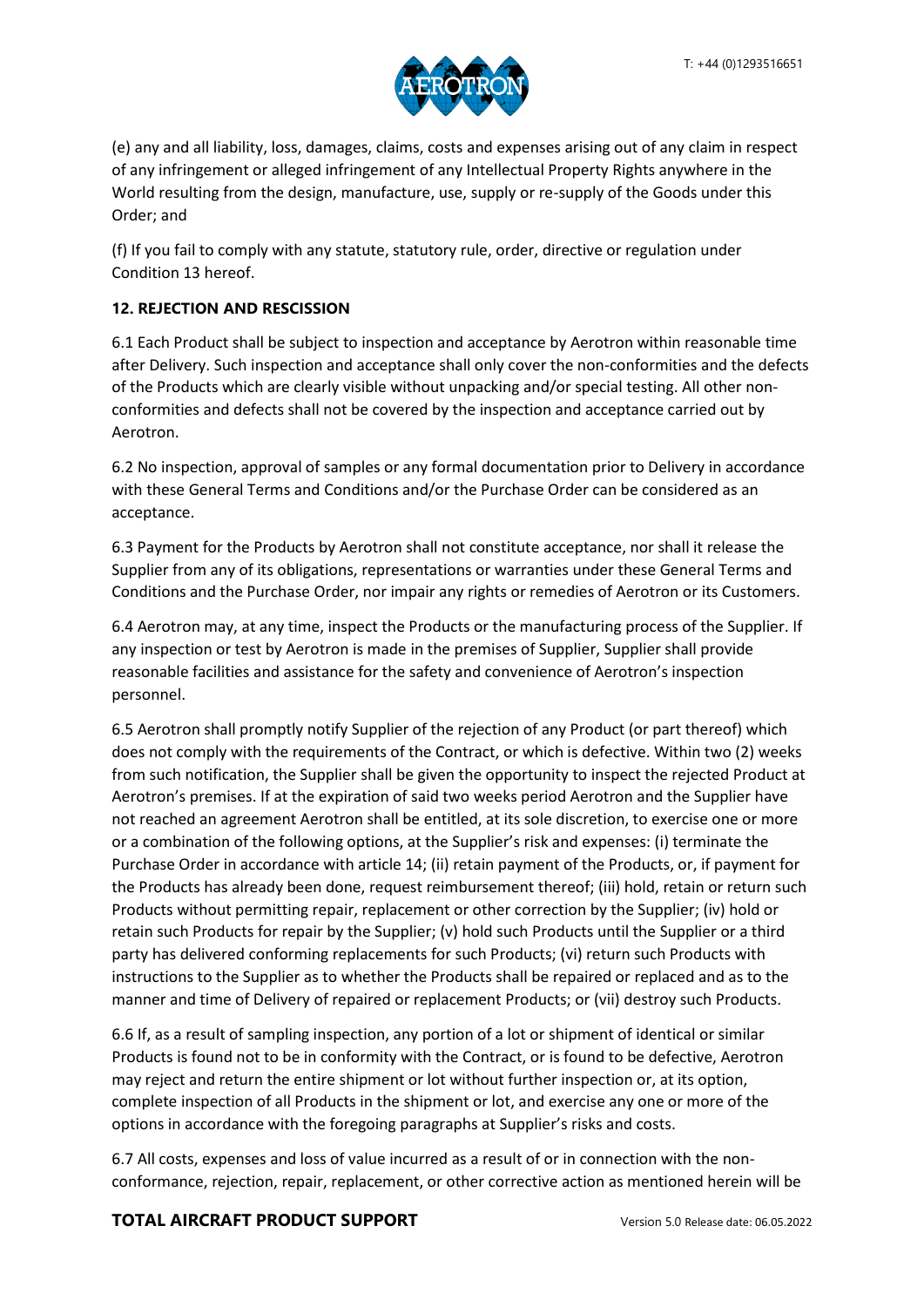(e) any and all liability, loss, damages, claims, costs and expenses arising out of any claim in respect of any infringement or alleged infringement of any Intellectual Property Rights anywhere in the World resulting from the design, manufacture, use, supply or re-supply of the Goods under this Order; and

(f) If you fail to comply with any statute, statutory rule, order, directive or regulation under Condition 13 hereof.

**12. REJECTION AND RESCISSION**

6.1 Each Product shall be subject to inspection and acceptance by Aerotron within reasonable time after Delivery. Such inspection and acceptance shall only cover the non-conformities and the defects of the Products which are clearly visible without unpacking and/or special testing. All other non-conformities and defects shall not be covered by the inspection and acceptance carried out by Aerotron.

6.2 No inspection, approval of samples or any formal documentation prior to Delivery in accordance with these General Terms and Conditions and/or the Purchase Order can be considered as an acceptance.

6.3 Payment for the Products by Aerotron shall not constitute acceptance, nor shall it release the Supplier from any of its obligations, representations or warranties under these General Terms and Conditions and the Purchase Order, nor impair any rights or remedies of Aerotron or its Customers.

6.4 Aerotron may, at any time, inspect the Products or the manufacturing process of the Supplier. If any inspection or test by Aerotron is made in the premises of Supplier, Supplier shall provide reasonable facilities and assistance for the safety and convenience of Aerotron's inspection personnel.

6.5 Aerotron shall promptly notify Supplier of the rejection of any Product (or part thereof) which does not comply with the requirements of the Contract, or which is defective. Within two (2) weeks from such notification, the Supplier shall be given the opportunity to inspect the rejected Product at Aerotron's premises. If at the expiration of said two weeks period Aerotron and the Supplier have not reached an agreement Aerotron shall be entitled, at its sole discretion, to exercise one or more or a combination of the following options, at the Supplier's risk and expenses: (i) terminate the Purchase Order in accordance with article 14; (ii) retain payment of the Products, or, if payment for the Products has already been done, request reimbursement thereof; (iii) hold, retain or return such Products without permitting repair, replacement or other correction by the Supplier; (iv) hold or retain such Products for repair by the Supplier; (v) hold such Products until the Supplier or a third party has delivered conforming replacements for such Products; (vi) return such Products with instructions to the Supplier as to whether the Products shall be repaired or replaced and as to the manner and time of Delivery of repaired or replacement Products; or (vii) destroy such Products.

6.6 If, as a result of sampling inspection, any portion of a lot or shipment of identical or similar Products is found not to be in conformity with the Contract, or is found to be defective, Aerotron may reject and return the entire shipment or lot without further inspection or, at its option, complete inspection of all Products in the shipment or lot, and exercise any one or more of the options in accordance with the foregoing paragraphs at Supplier's risks and costs.

6.7 All costs, expenses and loss of value incurred as a result of or in connection with the non-conformance, rejection, repair, replacement, or other corrective action as mentioned herein will be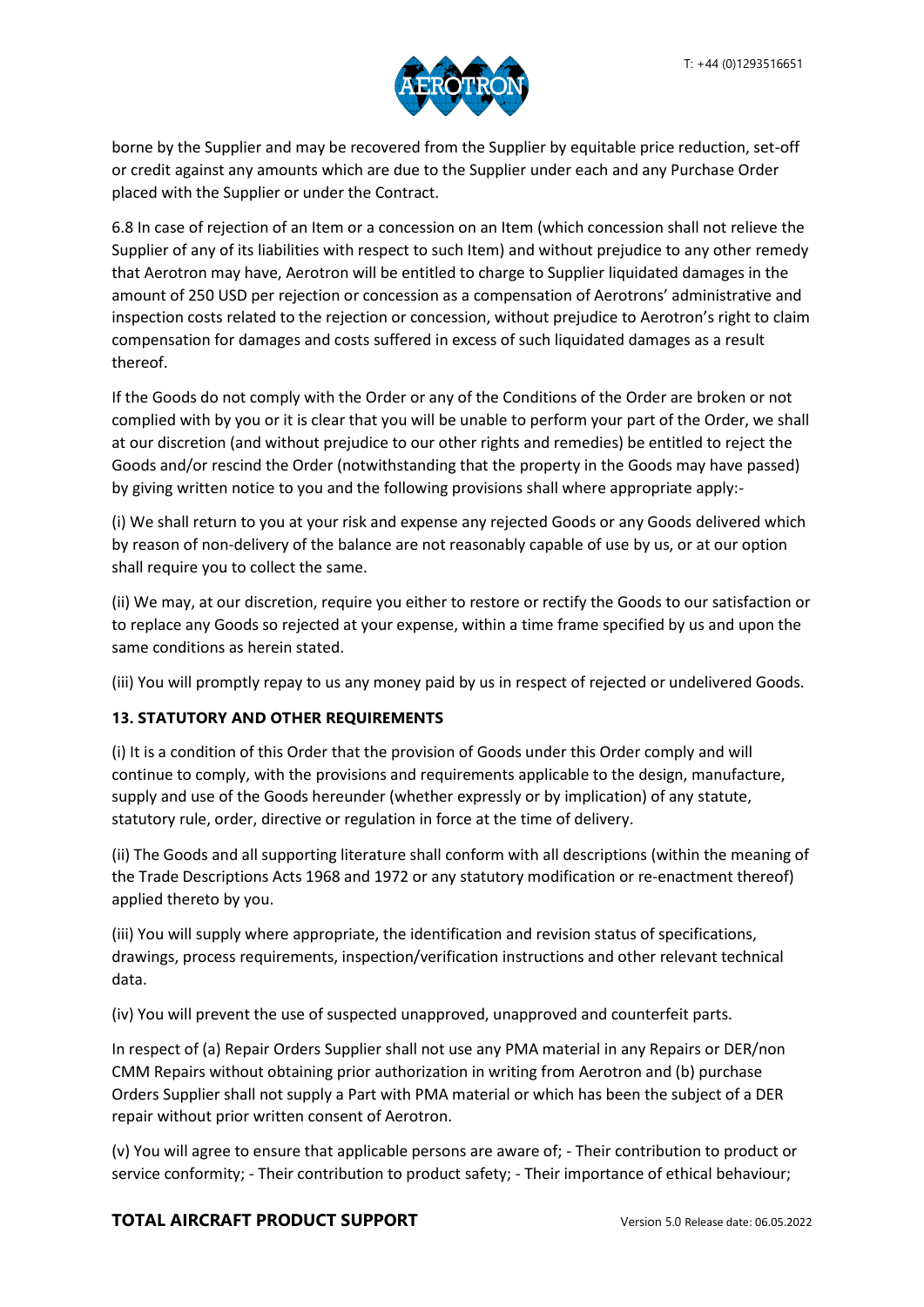borne by the Supplier and may be recovered from the Supplier by equitable price reduction, set-off or credit against any amounts which are due to the Supplier under each and any Purchase Order placed with the Supplier or under the Contract.

6.8 In case of rejection of an Item or a concession on an Item (which concession shall not relieve the Supplier of any of its liabilities with respect to such Item) and without prejudice to any other remedy that Aerotron may have, Aerotron will be entitled to charge to Supplier liquidated damages in the amount of 250 USD per rejection or concession as a compensation of Aerotrons' administrative and inspection costs related to the rejection or concession, without prejudice to Aerotron's right to claim compensation for damages and costs suffered in excess of such liquidated damages as a result thereof.

If the Goods do not comply with the Order or any of the Conditions of the Order are broken or not complied with by you or it is clear that you will be unable to perform your part of the Order, we shall at our discretion (and without prejudice to our other rights and remedies) be entitled to reject the Goods and/or rescind the Order (notwithstanding that the property in the Goods may have passed) by giving written notice to you and the following provisions shall where appropriate apply:-

(i) We shall return to you at your risk and expense any rejected Goods or any Goods delivered which by reason of non-delivery of the balance are not reasonably capable of use by us, or at our option shall require you to collect the same.

(ii) We may, at our discretion, require you either to restore or rectify the Goods to our satisfaction or to replace any Goods so rejected at your expense, within a time frame specified by us and upon the same conditions as herein stated.

(iii) You will promptly repay to us any money paid by us in respect of rejected or undelivered Goods.

**13. STATUTORY AND OTHER REQUIREMENTS**

(i) It is a condition of this Order that the provision of Goods under this Order comply and will continue to comply, with the provisions and requirements applicable to the design, manufacture, supply and use of the Goods hereunder (whether expressly or by implication) of any statute, statutory rule, order, directive or regulation in force at the time of delivery.

(ii) The Goods and all supporting literature shall conform with all descriptions (within the meaning of the Trade Descriptions Acts 1968 and 1972 or any statutory modification or re-enactment thereof) applied thereto by you.

(iii) You will supply where appropriate, the identification and revision status of specifications, drawings, process requirements, inspection/verification instructions and other relevant technical data.

(iv) You will prevent the use of suspected unapproved, unapproved and counterfeit parts.

In respect of (a) Repair Orders Supplier shall not use any PMA material in any Repairs or DER/non CMM Repairs without obtaining prior authorization in writing from Aerotron and (b) purchase Orders Supplier shall not supply a Part with PMA material or which has been the subject of a DER repair without prior written consent of Aerotron.

(v) You will agree to ensure that applicable persons are aware of; - Their contribution to product or service conformity; - Their contribution to product safety; - Their importance of ethical behaviour;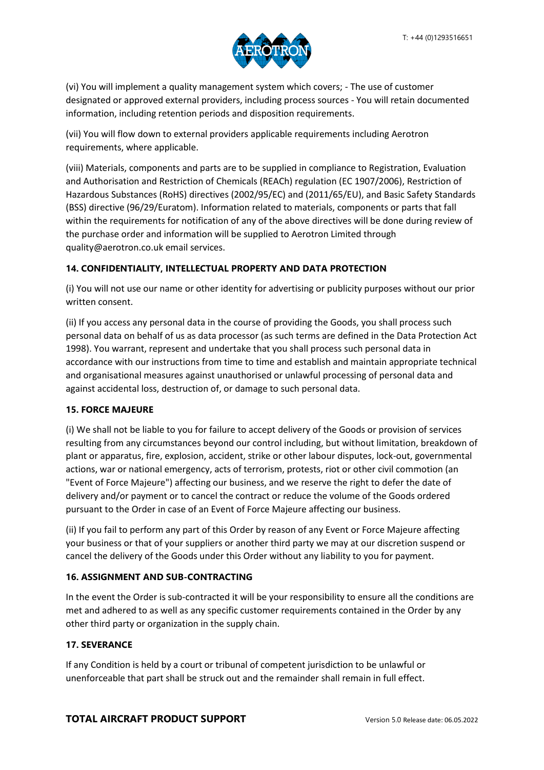(vi) You will implement a quality management system which covers; - The use of customer designated or approved external providers, including process sources - You will retain documented information, including retention periods and disposition requirements.

(vii) You will flow down to external providers applicable requirements including Aerotron requirements, where applicable.

(viii) Materials, components and parts are to be supplied in compliance to Registration, Evaluation and Authorisation and Restriction of Chemicals (REACh) regulation (EC 1907/2006), Restriction of Hazardous Substances (RoHS) directives (2002/95/EC) and (2011/65/EU), and Basic Safety Standards (BSS) directive (96/29/Euratom). Information related to materials, components or parts that fall within the requirements for notification of any of the above directives will be done during review of the purchase order and information will be supplied to Aerotron Limited through quality@aerotron.co.uk email services.

**14. CONFIDENTIALITY, INTELLECTUAL PROPERTY AND DATA PROTECTION**

(i) You will not use our name or other identity for advertising or publicity purposes without our prior written consent.

(ii) If you access any personal data in the course of providing the Goods, you shall process such personal data on behalf of us as data processor (as such terms are defined in the Data Protection Act 1998). You warrant, represent and undertake that you shall process such personal data in accordance with our instructions from time to time and establish and maintain appropriate technical and organisational measures against unauthorised or unlawful processing of personal data and against accidental loss, destruction of, or damage to such personal data.

**15. FORCE MAJEURE**

(i) We shall not be liable to you for failure to accept delivery of the Goods or provision of services resulting from any circumstances beyond our control including, but without limitation, breakdown of plant or apparatus, fire, explosion, accident, strike or other labour disputes, lock-out, governmental actions, war or national emergency, acts of terrorism, protests, riot or other civil commotion (an "Event of Force Majeure") affecting our business, and we reserve the right to defer the date of delivery and/or payment or to cancel the contract or reduce the volume of the Goods ordered pursuant to the Order in case of an Event of Force Majeure affecting our business.

(ii) If you fail to perform any part of this Order by reason of any Event or Force Majeure affecting your business or that of your suppliers or another third party we may at our discretion suspend or cancel the delivery of the Goods under this Order without any liability to you for payment.

**16. ASSIGNMENT AND SUB-CONTRACTING**

In the event the Order is sub-contracted it will be your responsibility to ensure all the conditions are met and adhered to as well as any specific customer requirements contained in the Order by any other third party or organization in the supply chain.

**17. SEVERANCE**

If any Condition is held by a court or tribunal of competent jurisdiction to be unlawful or unenforceable that part shall be struck out and the remainder shall remain in full effect.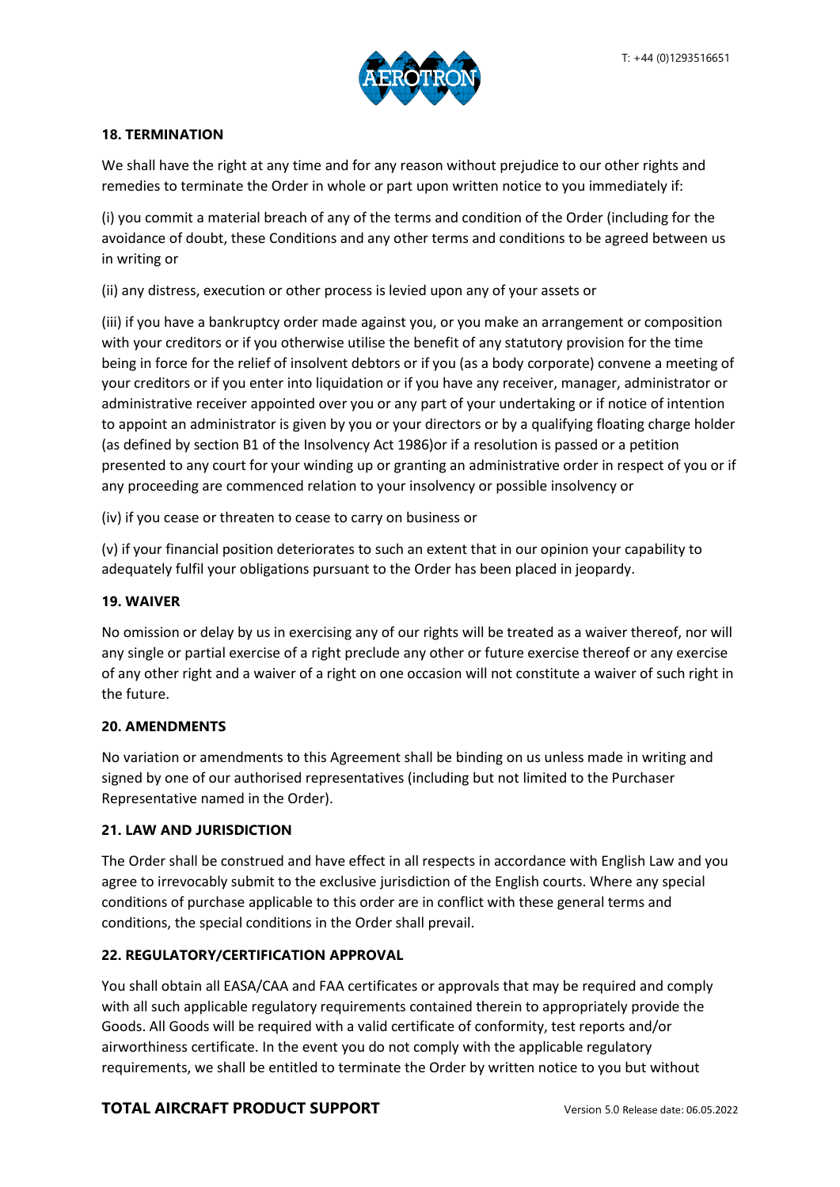## 18. TERMINATION

We shall have the right at any time and for any reason without prejudice to our other rights and remedies to terminate the Order in whole or part upon written notice to you immediately if:

(i) you commit a material breach of any of the terms and condition of the Order (including for the avoidance of doubt, these Conditions and any other terms and conditions to be agreed between us in writing or

(ii) any distress, execution or other process is levied upon any of your assets or

(iii) if you have a bankruptcy order made against you, or you make an arrangement or composition with your creditors or if you otherwise utilise the benefit of any statutory provision for the time being in force for the relief of insolvent debtors or if you (as a body corporate) convene a meeting of your creditors or if you enter into liquidation or if you have any receiver, manager, administrator or administrative receiver appointed over you or any part of your undertaking or if notice of intention to appoint an administrator is given by you or your directors or by a qualifying floating charge holder (as defined by section B1 of the Insolvency Act 1986)or if a resolution is passed or a petition presented to any court for your winding up or granting an administrative order in respect of you or if any proceeding are commenced relation to your insolvency or possible insolvency or

(iv) if you cease or threaten to cease to carry on business or

(v) if your financial position deteriorates to such an extent that in our opinion your capability to adequately fulfil your obligations pursuant to the Order has been placed in jeopardy.

## 19. WAIVER

No omission or delay by us in exercising any of our rights will be treated as a waiver thereof, nor will any single or partial exercise of a right preclude any other or future exercise thereof or any exercise of any other right and a waiver of a right on one occasion will not constitute a waiver of such right in the future.

## 20. AMENDMENTS

No variation or amendments to this Agreement shall be binding on us unless made in writing and signed by one of our authorised representatives (including but not limited to the Purchaser Representative named in the Order).

## 21. LAW AND JURISDICTION

The Order shall be construed and have effect in all respects in accordance with English Law and you agree to irrevocably submit to the exclusive jurisdiction of the English courts. Where any special conditions of purchase applicable to this order are in conflict with these general terms and conditions, the special conditions in the Order shall prevail.

## 22. REGULATORY/CERTIFICATION APPROVAL

You shall obtain all EASA/CAA and FAA certificates or approvals that may be required and comply with all such applicable regulatory requirements contained therein to appropriately provide the Goods. All Goods will be required with a valid certificate of conformity, test reports and/or airworthiness certificate. In the event you do not comply with the applicable regulatory requirements, we shall be entitled to terminate the Order by written notice to you but without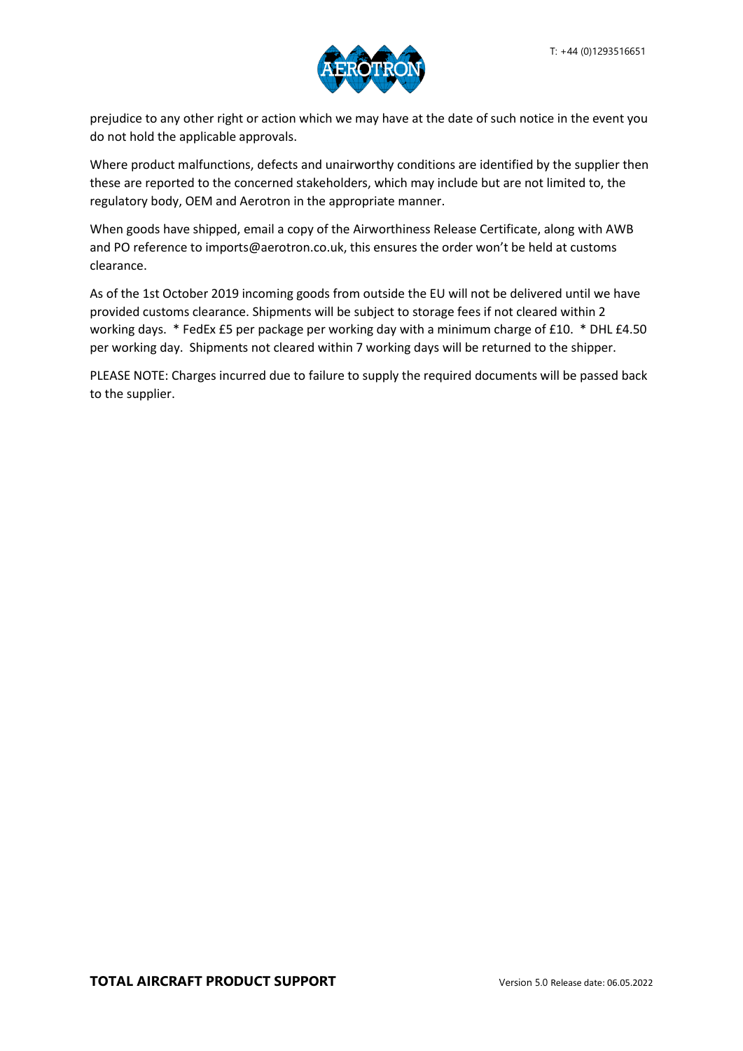prejudice to any other right or action which we may have at the date of such notice in the event you do not hold the applicable approvals.

Where product malfunctions, defects and unairworthy conditions are identified by the supplier then these are reported to the concerned stakeholders, which may include but are not limited to, the regulatory body, OEM and Aerotron in the appropriate manner.

When goods have shipped, email a copy of the Airworthiness Release Certificate, along with AWB and PO reference to imports@aerotron.co.uk, this ensures the order won't be held at customs clearance.

As of the 1st October 2019 incoming goods from outside the EU will not be delivered until we have provided customs clearance. Shipments will be subject to storage fees if not cleared within 2 working days. * FedEx £5 per package per working day with a minimum charge of £10. * DHL £4.50 per working day. Shipments not cleared within 7 working days will be returned to the shipper.

PLEASE NOTE: Charges incurred due to failure to supply the required documents will be passed back to the supplier.